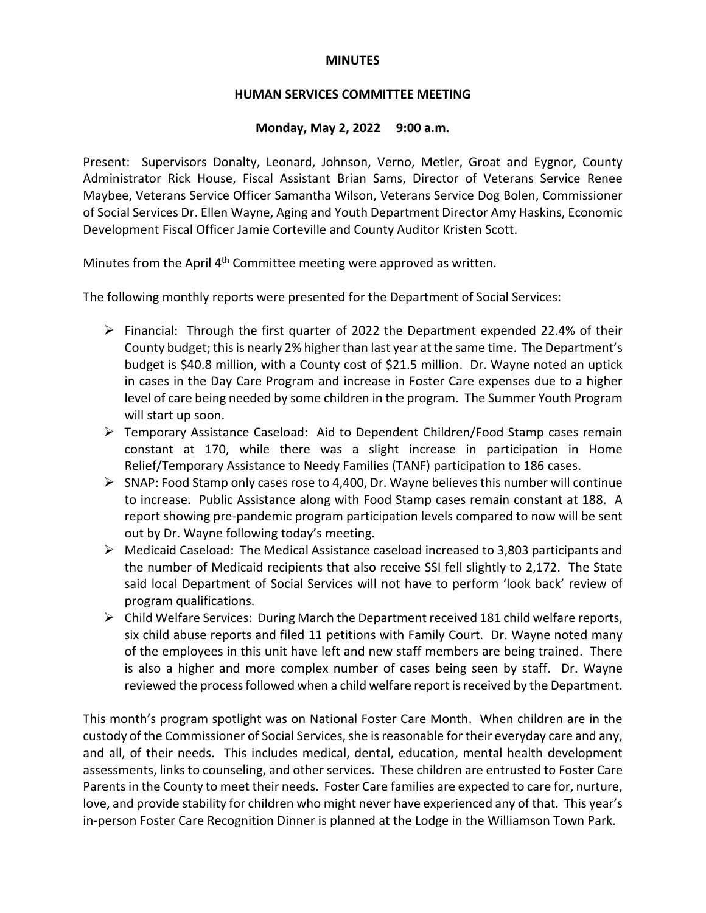# MINUTES

## HUMAN SERVICES COMMITTEE MEETING

### Monday, May 2, 2022 9:00 a.m.

Present: Supervisors Donalty, Leonard, Johnson, Verno, Metler, Groat and Eygnor, County Administrator Rick House, Fiscal Assistant Brian Sams, Director of Veterans Service Renee Maybee, Veterans Service Officer Samantha Wilson, Veterans Service Dog Bolen, Commissioner of Social Services Dr. Ellen Wayne, Aging and Youth Department Director Amy Haskins, Economic Development Fiscal Officer Jamie Corteville and County Auditor Kristen Scott.

Minutes from the April 4th Committee meeting were approved as written.

The following monthly reports were presented for the Department of Social Services:

- Financial: Through the first quarter of 2022 the Department expended 22.4% of their County budget; this is nearly 2% higher than last year at the same time. The Department's budget is $40.8 million, with a County cost of $21.5 million. Dr. Wayne noted an uptick in cases in the Day Care Program and increase in Foster Care expenses due to a higher level of care being needed by some children in the program. The Summer Youth Program will start up soon.
- Temporary Assistance Caseload: Aid to Dependent Children/Food Stamp cases remain constant at 170, while there was a slight increase in participation in Home Relief/Temporary Assistance to Needy Families (TANF) participation to 186 cases.
- SNAP: Food Stamp only cases rose to 4,400, Dr. Wayne believes this number will continue to increase. Public Assistance along with Food Stamp cases remain constant at 188. A report showing pre-pandemic program participation levels compared to now will be sent out by Dr. Wayne following today's meeting.
- Medicaid Caseload: The Medical Assistance caseload increased to 3,803 participants and the number of Medicaid recipients that also receive SSI fell slightly to 2,172. The State said local Department of Social Services will not have to perform 'look back' review of program qualifications.
- Child Welfare Services: During March the Department received 181 child welfare reports, six child abuse reports and filed 11 petitions with Family Court. Dr. Wayne noted many of the employees in this unit have left and new staff members are being trained. There is also a higher and more complex number of cases being seen by staff. Dr. Wayne reviewed the process followed when a child welfare report is received by the Department.

This month's program spotlight was on National Foster Care Month. When children are in the custody of the Commissioner of Social Services, she is reasonable for their everyday care and any, and all, of their needs. This includes medical, dental, education, mental health development assessments, links to counseling, and other services. These children are entrusted to Foster Care Parents in the County to meet their needs. Foster Care families are expected to care for, nurture, love, and provide stability for children who might never have experienced any of that. This year's in-person Foster Care Recognition Dinner is planned at the Lodge in the Williamson Town Park.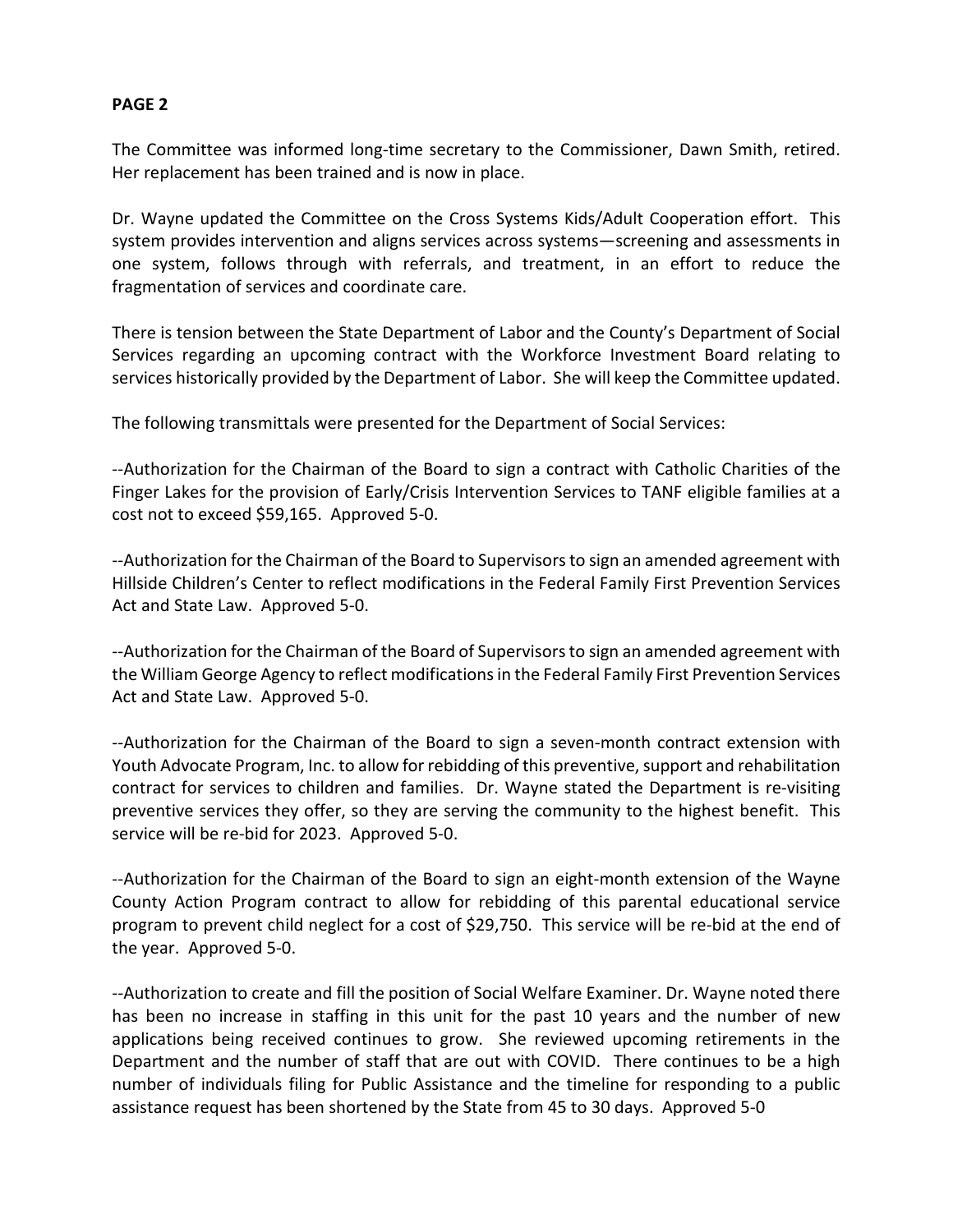**PAGE 2**

The Committee was informed long-time secretary to the Commissioner, Dawn Smith, retired. Her replacement has been trained and is now in place.

Dr. Wayne updated the Committee on the Cross Systems Kids/Adult Cooperation effort. This system provides intervention and aligns services across systems—screening and assessments in one system, follows through with referrals, and treatment, in an effort to reduce the fragmentation of services and coordinate care.

There is tension between the State Department of Labor and the County's Department of Social Services regarding an upcoming contract with the Workforce Investment Board relating to services historically provided by the Department of Labor. She will keep the Committee updated.

The following transmittals were presented for the Department of Social Services:

--Authorization for the Chairman of the Board to sign a contract with Catholic Charities of the Finger Lakes for the provision of Early/Crisis Intervention Services to TANF eligible families at a cost not to exceed $59,165. Approved 5-0.

--Authorization for the Chairman of the Board to Supervisors to sign an amended agreement with Hillside Children's Center to reflect modifications in the Federal Family First Prevention Services Act and State Law. Approved 5-0.

--Authorization for the Chairman of the Board of Supervisors to sign an amended agreement with the William George Agency to reflect modifications in the Federal Family First Prevention Services Act and State Law. Approved 5-0.

--Authorization for the Chairman of the Board to sign a seven-month contract extension with Youth Advocate Program, Inc. to allow for rebidding of this preventive, support and rehabilitation contract for services to children and families. Dr. Wayne stated the Department is re-visiting preventive services they offer, so they are serving the community to the highest benefit. This service will be re-bid for 2023. Approved 5-0.

--Authorization for the Chairman of the Board to sign an eight-month extension of the Wayne County Action Program contract to allow for rebidding of this parental educational service program to prevent child neglect for a cost of $29,750. This service will be re-bid at the end of the year. Approved 5-0.

--Authorization to create and fill the position of Social Welfare Examiner. Dr. Wayne noted there has been no increase in staffing in this unit for the past 10 years and the number of new applications being received continues to grow. She reviewed upcoming retirements in the Department and the number of staff that are out with COVID. There continues to be a high number of individuals filing for Public Assistance and the timeline for responding to a public assistance request has been shortened by the State from 45 to 30 days. Approved 5-0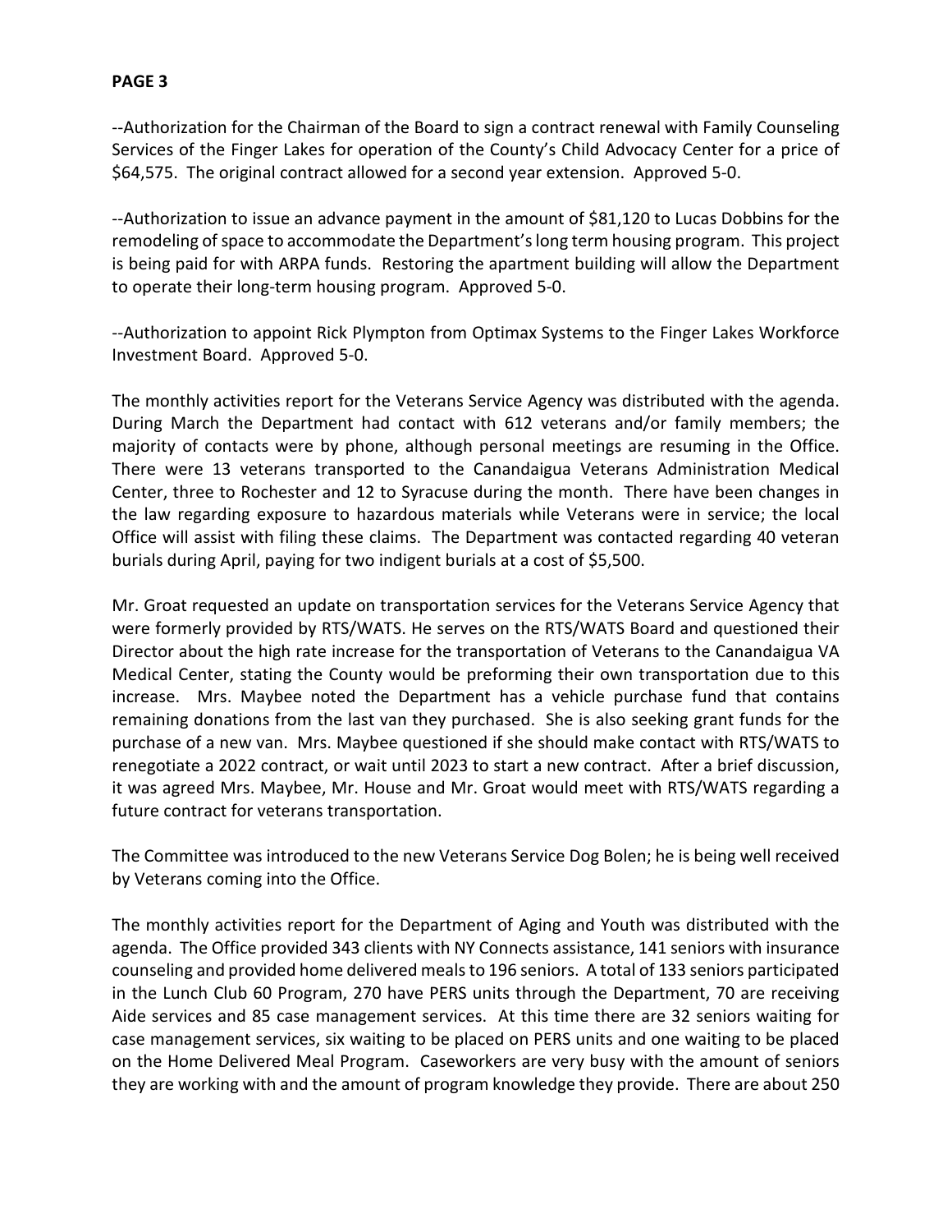**PAGE 3**

--Authorization for the Chairman of the Board to sign a contract renewal with Family Counseling Services of the Finger Lakes for operation of the County's Child Advocacy Center for a price of $64,575. The original contract allowed for a second year extension. Approved 5-0.

--Authorization to issue an advance payment in the amount of $81,120 to Lucas Dobbins for the remodeling of space to accommodate the Department's long term housing program. This project is being paid for with ARPA funds. Restoring the apartment building will allow the Department to operate their long-term housing program. Approved 5-0.

--Authorization to appoint Rick Plympton from Optimax Systems to the Finger Lakes Workforce Investment Board. Approved 5-0.

The monthly activities report for the Veterans Service Agency was distributed with the agenda. During March the Department had contact with 612 veterans and/or family members; the majority of contacts were by phone, although personal meetings are resuming in the Office. There were 13 veterans transported to the Canandaigua Veterans Administration Medical Center, three to Rochester and 12 to Syracuse during the month. There have been changes in the law regarding exposure to hazardous materials while Veterans were in service; the local Office will assist with filing these claims. The Department was contacted regarding 40 veteran burials during April, paying for two indigent burials at a cost of $5,500.

Mr. Groat requested an update on transportation services for the Veterans Service Agency that were formerly provided by RTS/WATS. He serves on the RTS/WATS Board and questioned their Director about the high rate increase for the transportation of Veterans to the Canandaigua VA Medical Center, stating the County would be preforming their own transportation due to this increase. Mrs. Maybee noted the Department has a vehicle purchase fund that contains remaining donations from the last van they purchased. She is also seeking grant funds for the purchase of a new van. Mrs. Maybee questioned if she should make contact with RTS/WATS to renegotiate a 2022 contract, or wait until 2023 to start a new contract. After a brief discussion, it was agreed Mrs. Maybee, Mr. House and Mr. Groat would meet with RTS/WATS regarding a future contract for veterans transportation.

The Committee was introduced to the new Veterans Service Dog Bolen; he is being well received by Veterans coming into the Office.

The monthly activities report for the Department of Aging and Youth was distributed with the agenda. The Office provided 343 clients with NY Connects assistance, 141 seniors with insurance counseling and provided home delivered meals to 196 seniors. A total of 133 seniors participated in the Lunch Club 60 Program, 270 have PERS units through the Department, 70 are receiving Aide services and 85 case management services. At this time there are 32 seniors waiting for case management services, six waiting to be placed on PERS units and one waiting to be placed on the Home Delivered Meal Program. Caseworkers are very busy with the amount of seniors they are working with and the amount of program knowledge they provide. There are about 250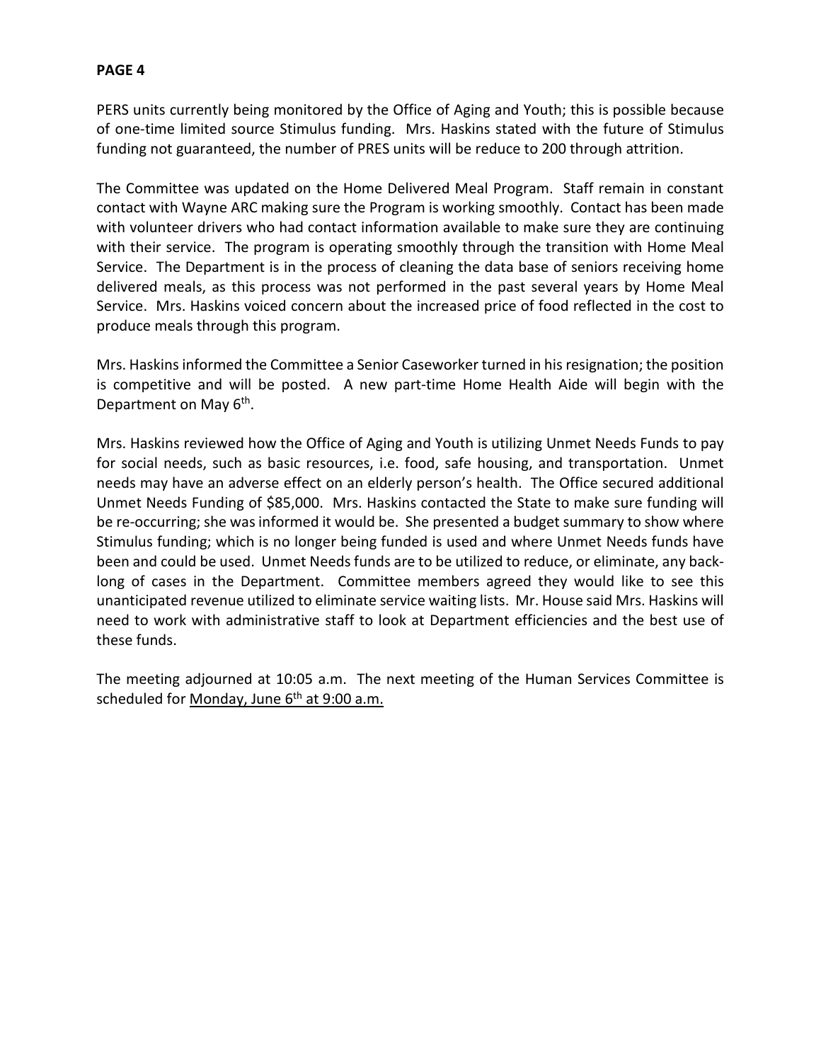PERS units currently being monitored by the Office of Aging and Youth; this is possible because of one-time limited source Stimulus funding. Mrs. Haskins stated with the future of Stimulus funding not guaranteed, the number of PRES units will be reduce to 200 through attrition.

The Committee was updated on the Home Delivered Meal Program. Staff remain in constant contact with Wayne ARC making sure the Program is working smoothly. Contact has been made with volunteer drivers who had contact information available to make sure they are continuing with their service. The program is operating smoothly through the transition with Home Meal Service. The Department is in the process of cleaning the data base of seniors receiving home delivered meals, as this process was not performed in the past several years by Home Meal Service. Mrs. Haskins voiced concern about the increased price of food reflected in the cost to produce meals through this program.

Mrs. Haskins informed the Committee a Senior Caseworker turned in his resignation; the position is competitive and will be posted. A new part-time Home Health Aide will begin with the Department on May 6th.

Mrs. Haskins reviewed how the Office of Aging and Youth is utilizing Unmet Needs Funds to pay for social needs, such as basic resources, i.e. food, safe housing, and transportation. Unmet needs may have an adverse effect on an elderly person's health. The Office secured additional Unmet Needs Funding of $85,000. Mrs. Haskins contacted the State to make sure funding will be re-occurring; she was informed it would be. She presented a budget summary to show where Stimulus funding; which is no longer being funded is used and where Unmet Needs funds have been and could be used. Unmet Needs funds are to be utilized to reduce, or eliminate, any back-long of cases in the Department. Committee members agreed they would like to see this unanticipated revenue utilized to eliminate service waiting lists. Mr. House said Mrs. Haskins will need to work with administrative staff to look at Department efficiencies and the best use of these funds.

The meeting adjourned at 10:05 a.m. The next meeting of the Human Services Committee is scheduled for <u>Monday, June 6th at 9:00 a.m.</u>